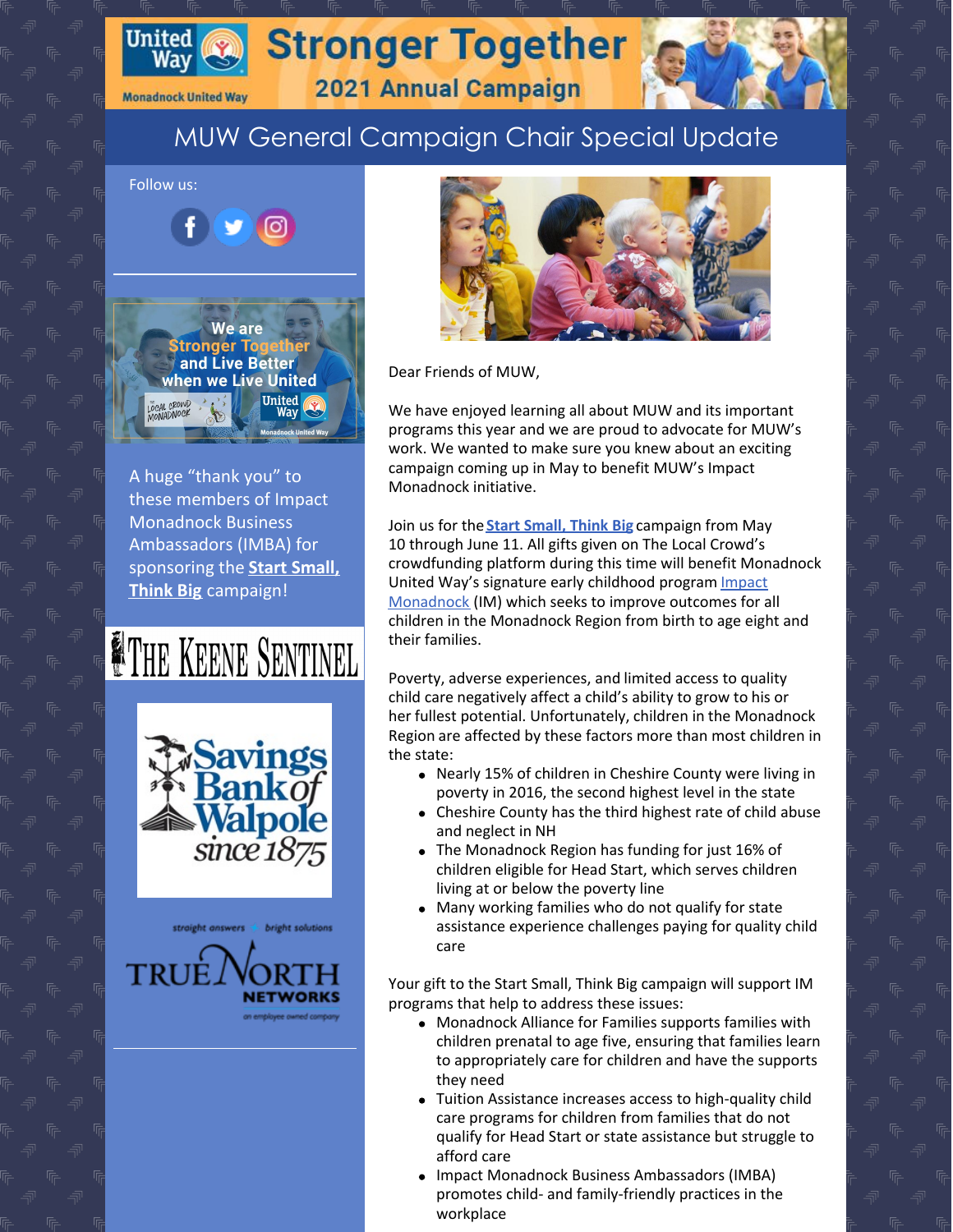# Stronger Together

## 2021 Annual Campaign

Monadnock United Way

## MUW General Campaign Chair Special Update

Follow us:

We are Stronger Together and Live Better when we Live United

A huge "thank you" to these members of Impact Monadnock Business Ambassadors (IMBA) for sponsoring the **Start Small, Think Big** campaign!

The Keene Sentinel

Savings Bank of Walpole since 1875

straight answers • bright solutions

TRUE NORTH NETWORKS

an employee owned company

Dear Friends of MUW,

We have enjoyed learning all about MUW and its important programs this year and we are proud to advocate for MUW's work. We wanted to make sure you knew about an exciting campaign coming up in May to benefit MUW's Impact Monadnock initiative.

Join us for the **Start Small, Think Big** campaign from May 10 through June 11. All gifts given on The Local Crowd's crowdfunding platform during this time will benefit Monadnock United Way's signature early childhood program Impact Monadnock (IM) which seeks to improve outcomes for all children in the Monadnock Region from birth to age eight and their families.

Poverty, adverse experiences, and limited access to quality child care negatively affect a child's ability to grow to his or her fullest potential. Unfortunately, children in the Monadnock Region are affected by these factors more than most children in the state:

- Nearly 15% of children in Cheshire County were living in poverty in 2016, the second highest level in the state
- Cheshire County has the third highest rate of child abuse and neglect in NH
- The Monadnock Region has funding for just 16% of children eligible for Head Start, which serves children living at or below the poverty line
- Many working families who do not qualify for state assistance experience challenges paying for quality child care

Your gift to the Start Small, Think Big campaign will support IM programs that help to address these issues:

- Monadnock Alliance for Families supports families with children prenatal to age five, ensuring that families learn to appropriately care for children and have the supports they need
- Tuition Assistance increases access to high-quality child care programs for children from families that do not qualify for Head Start or state assistance but struggle to afford care
- Impact Monadnock Business Ambassadors (IMBA) promotes child- and family-friendly practices in the workplace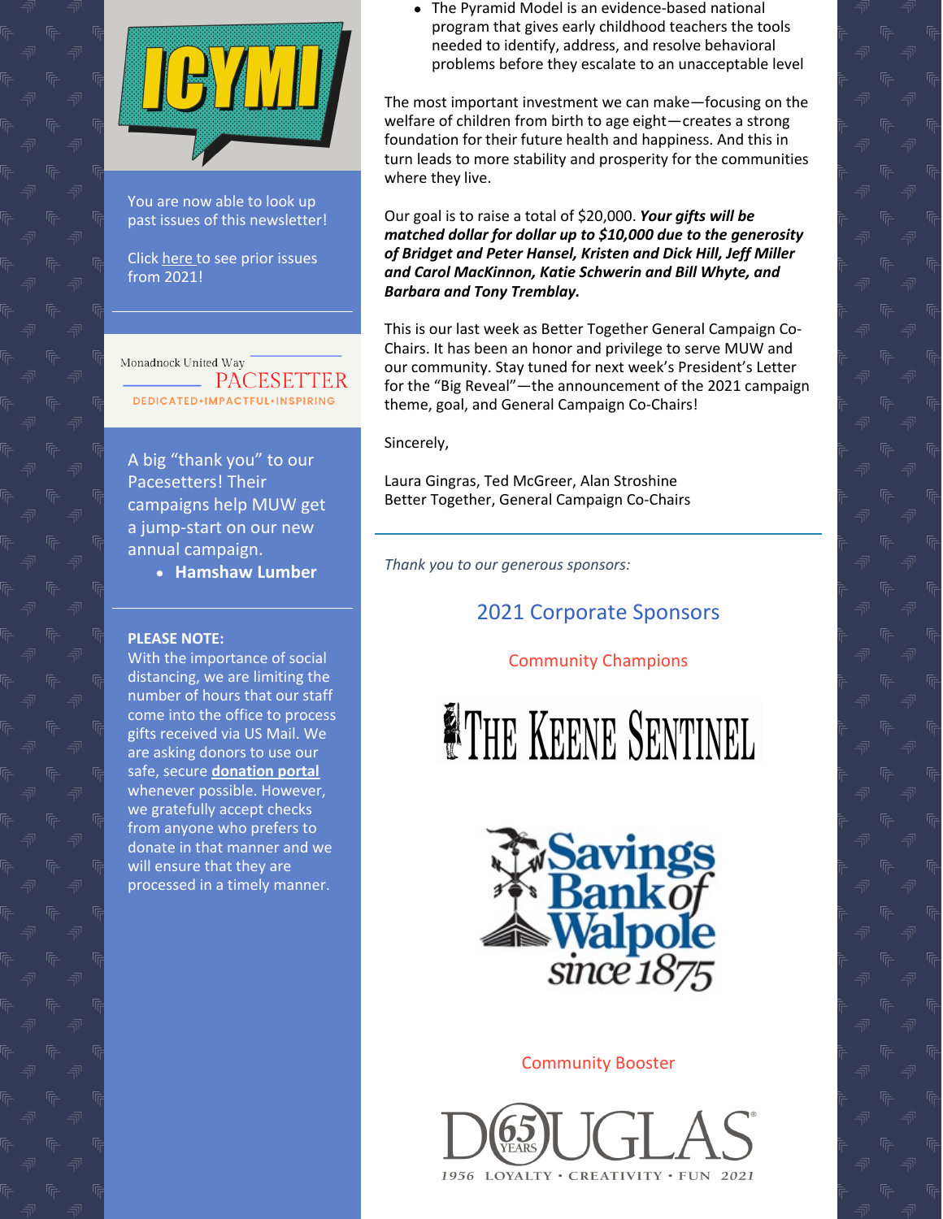ICYMI

You are now able to look up past issues of this newsletter!

Click here to see prior issues from 2021!

Monadnock United Way PACESETTER

DEDICATED•IMPACTFUL•INSPIRING

A big "thank you" to our Pacesetters! Their campaigns help MUW get a jump-start on our new annual campaign.

- **Hamshaw Lumber**

**PLEASE NOTE:**
With the importance of social distancing, we are limiting the number of hours that our staff come into the office to process gifts received via US Mail. We are asking donors to use our safe, secure **donation portal** whenever possible. However, we gratefully accept checks from anyone who prefers to donate in that manner and we will ensure that they are processed in a timely manner.

- The Pyramid Model is an evidence-based national program that gives early childhood teachers the tools needed to identify, address, and resolve behavioral problems before they escalate to an unacceptable level

The most important investment we can make—focusing on the welfare of children from birth to age eight—creates a strong foundation for their future health and happiness. And this in turn leads to more stability and prosperity for the communities where they live.

Our goal is to raise a total of $20,000. ***Your gifts will be matched dollar for dollar up to $10,000 due to the generosity of Bridget and Peter Hansel, Kristen and Dick Hill, Jeff Miller and Carol MacKinnon, Katie Schwerin and Bill Whyte, and Barbara and Tony Tremblay.***

This is our last week as Better Together General Campaign Co-Chairs. It has been an honor and privilege to serve MUW and our community. Stay tuned for next week's President's Letter for the "Big Reveal"—the announcement of the 2021 campaign theme, goal, and General Campaign Co-Chairs!

Sincerely,

Laura Gingras, Ted McGreer, Alan Stroshine
Better Together, General Campaign Co-Chairs

---

*Thank you to our generous sponsors:*

## 2021 Corporate Sponsors

### Community Champions

THE KEENE SENTINEL

Savings Bank of Walpole since 1875

### Community Booster

DOUGLAS 65 YEARS
1956 LOYALTY • CREATIVITY • FUN 2021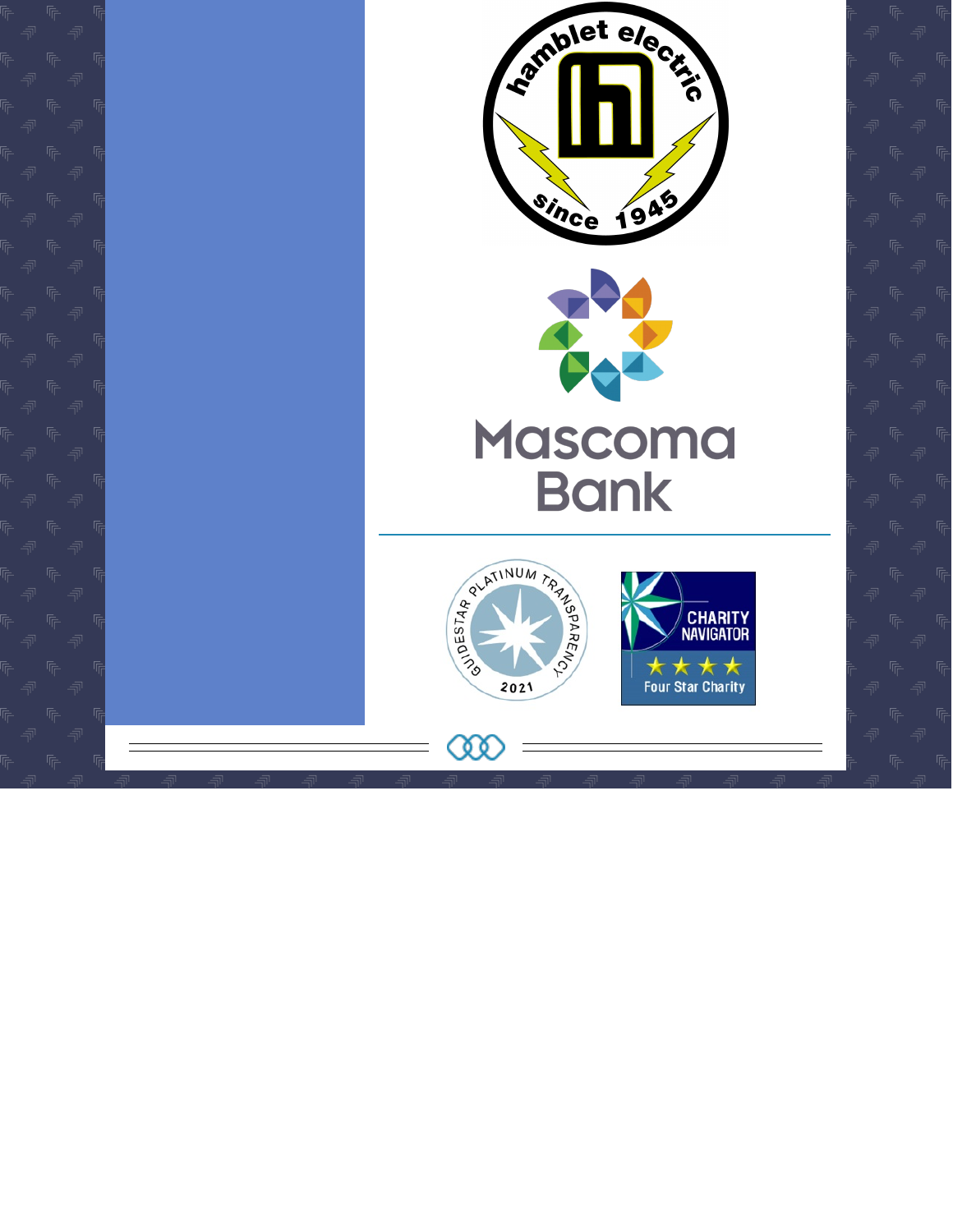hamblet electric

since 1945

Mascoma Bank

GUIDESTAR PLATINUM TRANSPARENCY 2021

CHARITY NAVIGATOR

Four Star Charity